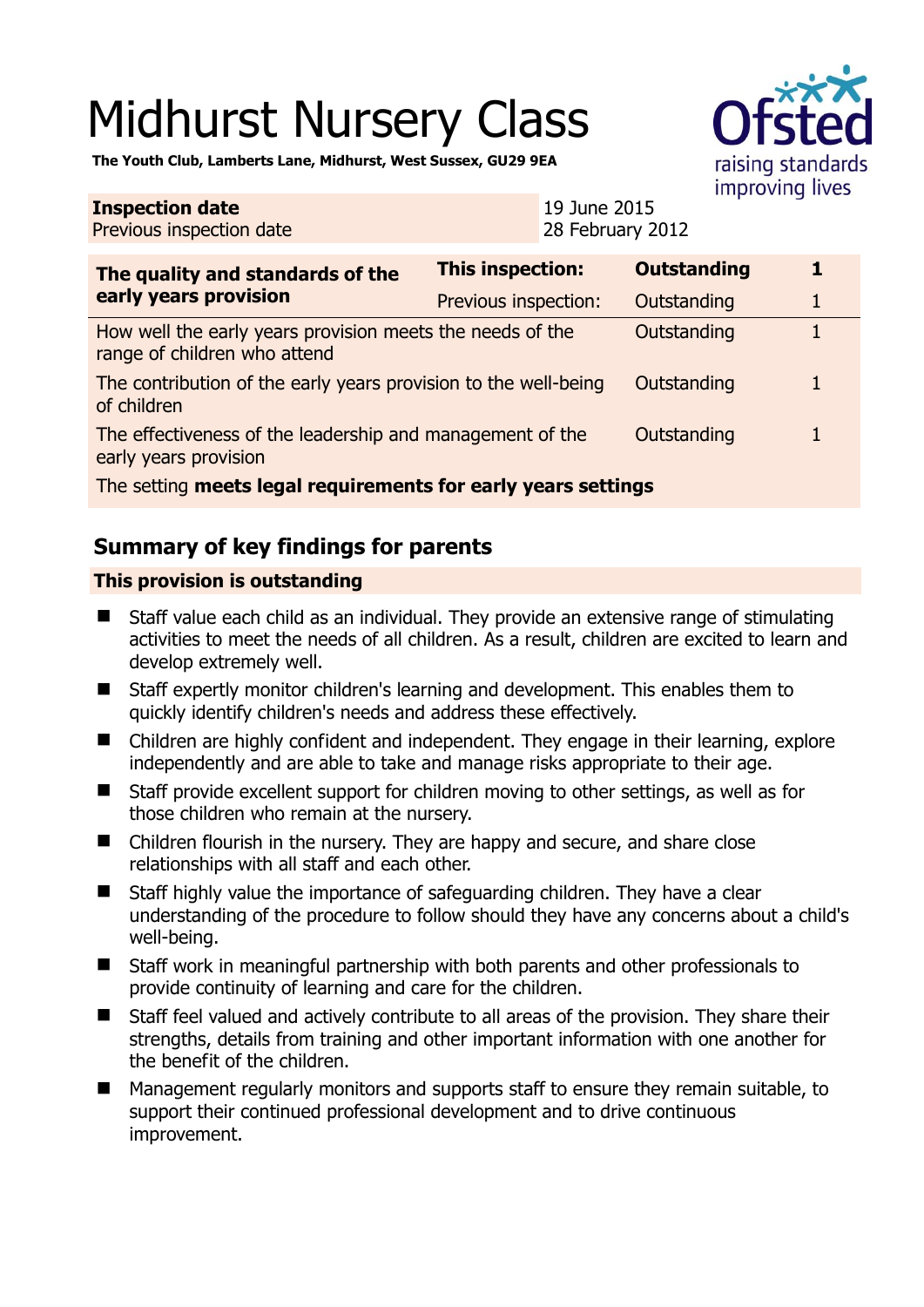# Midhurst Nursery Class

**The Youth Club, Lamberts Lane, Midhurst, West Sussex, GU29 9EA**

| **Inspection date** | 19 June 2015 |
|---|---|
| Previous inspection date | 28 February 2012 |

| **The quality and standards of the early years provision** | **This inspection:** | **Outstanding** | **1** |
|---|---|---|---|
| | Previous inspection: | Outstanding | 1 |
| How well the early years provision meets the needs of the range of children who attend | | Outstanding | 1 |
| The contribution of the early years provision to the well-being of children | | Outstanding | 1 |
| The effectiveness of the leadership and management of the early years provision | | Outstanding | 1 |
| The setting **meets legal requirements for early years settings** | | | |

## Summary of key findings for parents

### This provision is outstanding

- Staff value each child as an individual. They provide an extensive range of stimulating activities to meet the needs of all children. As a result, children are excited to learn and develop extremely well.
- Staff expertly monitor children's learning and development. This enables them to quickly identify children's needs and address these effectively.
- Children are highly confident and independent. They engage in their learning, explore independently and are able to take and manage risks appropriate to their age.
- Staff provide excellent support for children moving to other settings, as well as for those children who remain at the nursery.
- Children flourish in the nursery. They are happy and secure, and share close relationships with all staff and each other.
- Staff highly value the importance of safeguarding children. They have a clear understanding of the procedure to follow should they have any concerns about a child's well-being.
- Staff work in meaningful partnership with both parents and other professionals to provide continuity of learning and care for the children.
- Staff feel valued and actively contribute to all areas of the provision. They share their strengths, details from training and other important information with one another for the benefit of the children.
- Management regularly monitors and supports staff to ensure they remain suitable, to support their continued professional development and to drive continuous improvement.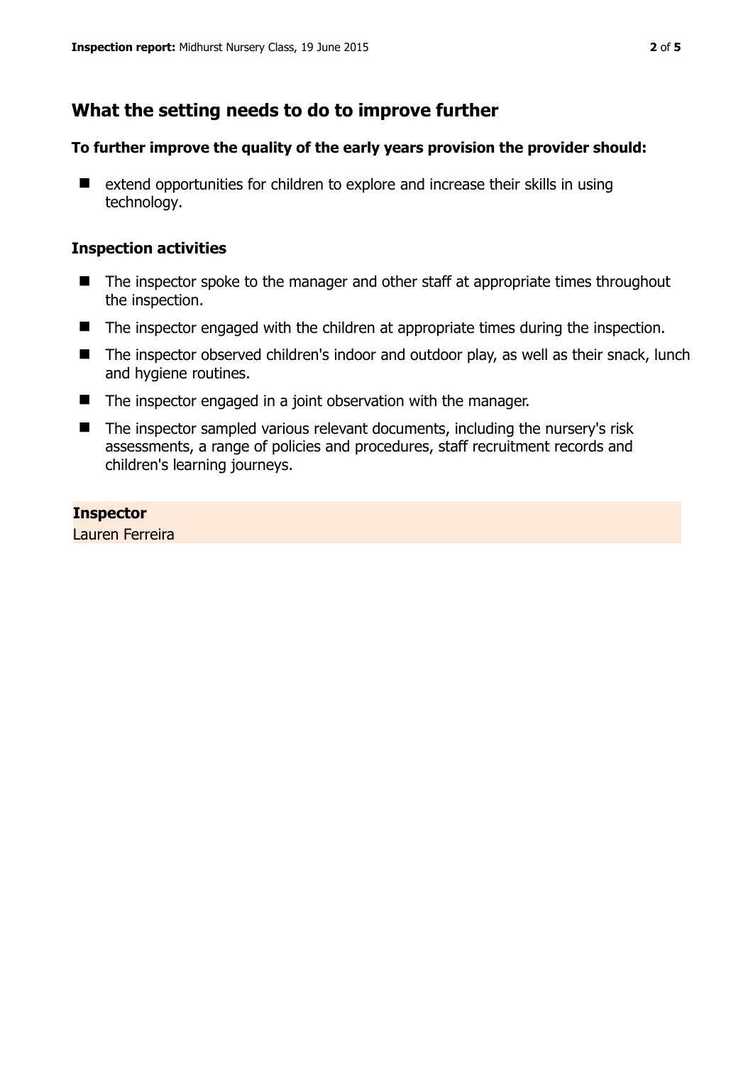## What the setting needs to do to improve further

**To further improve the quality of the early years provision the provider should:**

- extend opportunities for children to explore and increase their skills in using technology.

### Inspection activities

- The inspector spoke to the manager and other staff at appropriate times throughout the inspection.
- The inspector engaged with the children at appropriate times during the inspection.
- The inspector observed children's indoor and outdoor play, as well as their snack, lunch and hygiene routines.
- The inspector engaged in a joint observation with the manager.
- The inspector sampled various relevant documents, including the nursery's risk assessments, a range of policies and procedures, staff recruitment records and children's learning journeys.

**Inspector**
Lauren Ferreira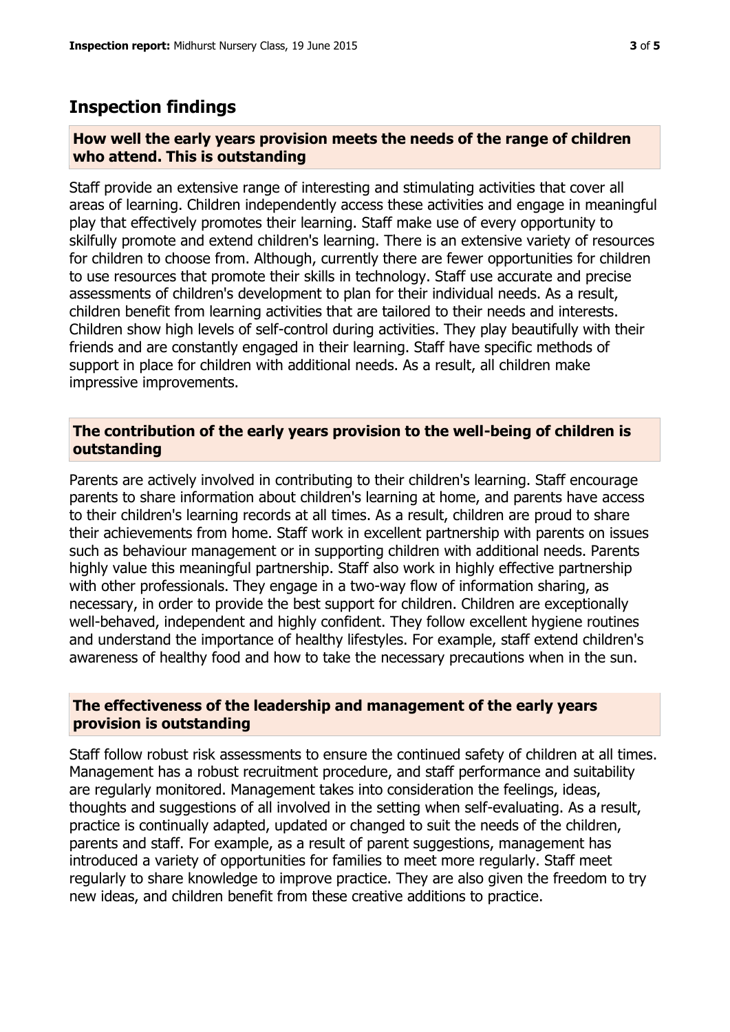## Inspection findings

### How well the early years provision meets the needs of the range of children who attend. This is outstanding

Staff provide an extensive range of interesting and stimulating activities that cover all areas of learning. Children independently access these activities and engage in meaningful play that effectively promotes their learning. Staff make use of every opportunity to skilfully promote and extend children's learning. There is an extensive variety of resources for children to choose from. Although, currently there are fewer opportunities for children to use resources that promote their skills in technology. Staff use accurate and precise assessments of children's development to plan for their individual needs. As a result, children benefit from learning activities that are tailored to their needs and interests. Children show high levels of self-control during activities. They play beautifully with their friends and are constantly engaged in their learning. Staff have specific methods of support in place for children with additional needs. As a result, all children make impressive improvements.

### The contribution of the early years provision to the well-being of children is outstanding

Parents are actively involved in contributing to their children's learning. Staff encourage parents to share information about children's learning at home, and parents have access to their children's learning records at all times. As a result, children are proud to share their achievements from home. Staff work in excellent partnership with parents on issues such as behaviour management or in supporting children with additional needs. Parents highly value this meaningful partnership. Staff also work in highly effective partnership with other professionals. They engage in a two-way flow of information sharing, as necessary, in order to provide the best support for children. Children are exceptionally well-behaved, independent and highly confident. They follow excellent hygiene routines and understand the importance of healthy lifestyles. For example, staff extend children's awareness of healthy food and how to take the necessary precautions when in the sun.

### The effectiveness of the leadership and management of the early years provision is outstanding

Staff follow robust risk assessments to ensure the continued safety of children at all times. Management has a robust recruitment procedure, and staff performance and suitability are regularly monitored. Management takes into consideration the feelings, ideas, thoughts and suggestions of all involved in the setting when self-evaluating. As a result, practice is continually adapted, updated or changed to suit the needs of the children, parents and staff. For example, as a result of parent suggestions, management has introduced a variety of opportunities for families to meet more regularly. Staff meet regularly to share knowledge to improve practice. They are also given the freedom to try new ideas, and children benefit from these creative additions to practice.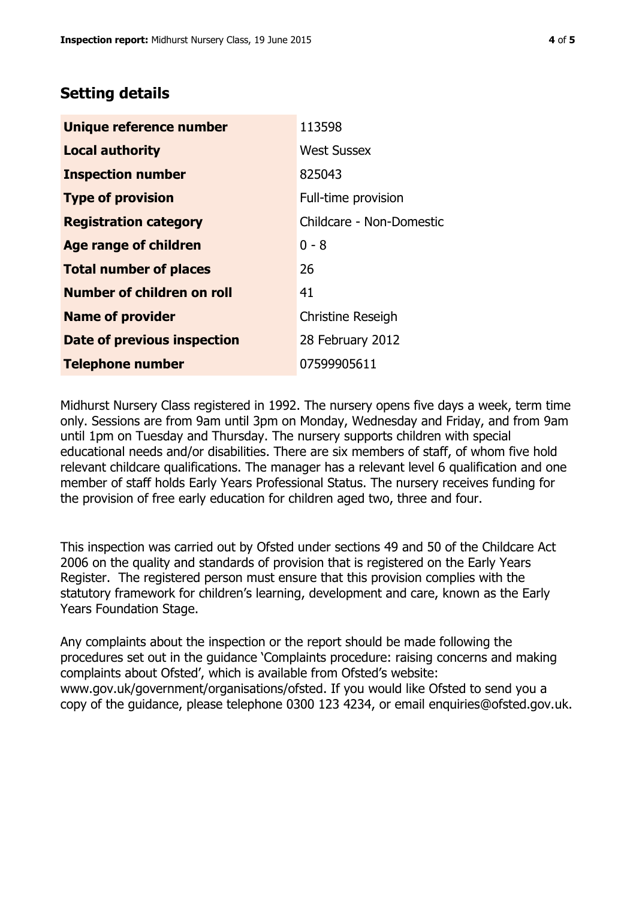## Setting details

| | |
|---|---|
| **Unique reference number** | 113598 |
| **Local authority** | West Sussex |
| **Inspection number** | 825043 |
| **Type of provision** | Full-time provision |
| **Registration category** | Childcare - Non-Domestic |
| **Age range of children** | 0 - 8 |
| **Total number of places** | 26 |
| **Number of children on roll** | 41 |
| **Name of provider** | Christine Reseigh |
| **Date of previous inspection** | 28 February 2012 |
| **Telephone number** | 07599905611 |

Midhurst Nursery Class registered in 1992. The nursery opens five days a week, term time only. Sessions are from 9am until 3pm on Monday, Wednesday and Friday, and from 9am until 1pm on Tuesday and Thursday. The nursery supports children with special educational needs and/or disabilities. There are six members of staff, of whom five hold relevant childcare qualifications. The manager has a relevant level 6 qualification and one member of staff holds Early Years Professional Status. The nursery receives funding for the provision of free early education for children aged two, three and four.

This inspection was carried out by Ofsted under sections 49 and 50 of the Childcare Act 2006 on the quality and standards of provision that is registered on the Early Years Register. The registered person must ensure that this provision complies with the statutory framework for children's learning, development and care, known as the Early Years Foundation Stage.

Any complaints about the inspection or the report should be made following the procedures set out in the guidance 'Complaints procedure: raising concerns and making complaints about Ofsted', which is available from Ofsted's website: www.gov.uk/government/organisations/ofsted. If you would like Ofsted to send you a copy of the guidance, please telephone 0300 123 4234, or email enquiries@ofsted.gov.uk.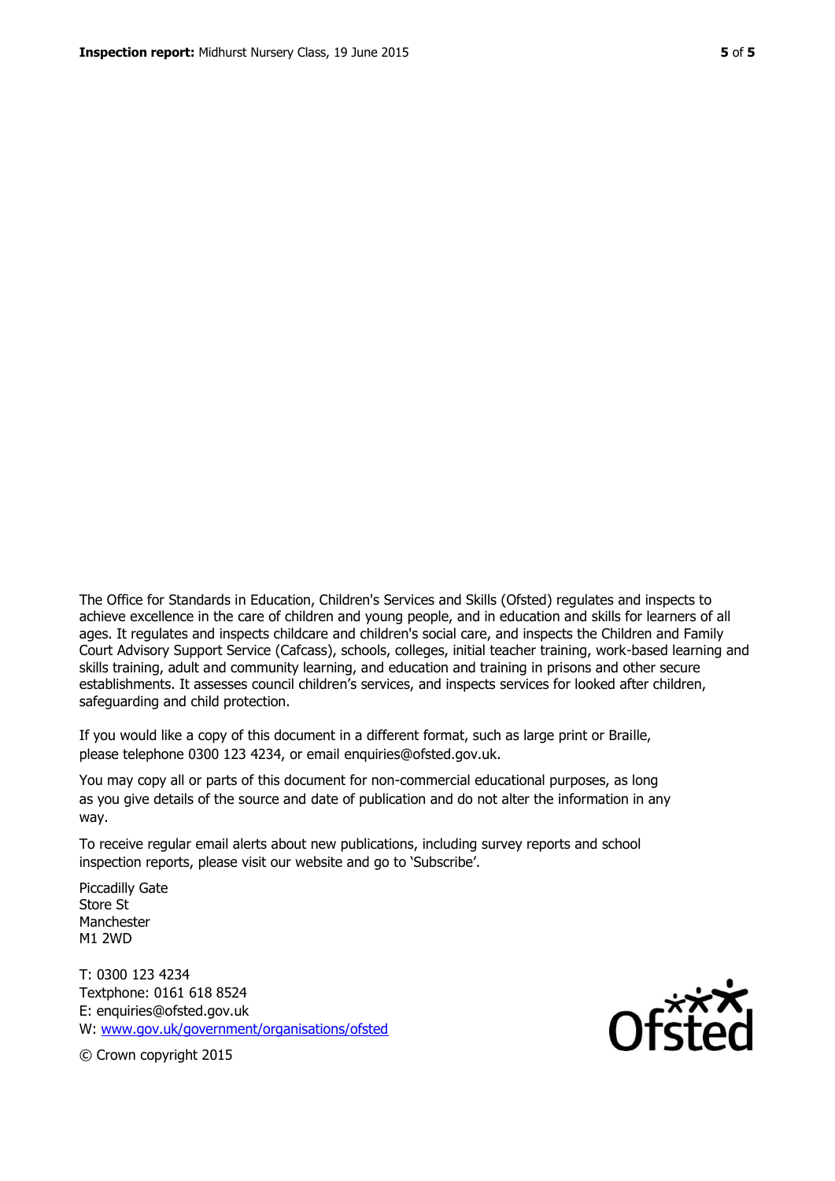The Office for Standards in Education, Children's Services and Skills (Ofsted) regulates and inspects to achieve excellence in the care of children and young people, and in education and skills for learners of all ages. It regulates and inspects childcare and children's social care, and inspects the Children and Family Court Advisory Support Service (Cafcass), schools, colleges, initial teacher training, work-based learning and skills training, adult and community learning, and education and training in prisons and other secure establishments. It assesses council children's services, and inspects services for looked after children, safeguarding and child protection.

If you would like a copy of this document in a different format, such as large print or Braille, please telephone 0300 123 4234, or email enquiries@ofsted.gov.uk.

You may copy all or parts of this document for non-commercial educational purposes, as long as you give details of the source and date of publication and do not alter the information in any way.

To receive regular email alerts about new publications, including survey reports and school inspection reports, please visit our website and go to 'Subscribe'.

Piccadilly Gate
Store St
Manchester
M1 2WD

T: 0300 123 4234
Textphone: 0161 618 8524
E: enquiries@ofsted.gov.uk
W: [www.gov.uk/government/organisations/ofsted](http://www.gov.uk/government/organisations/ofsted)

© Crown copyright 2015